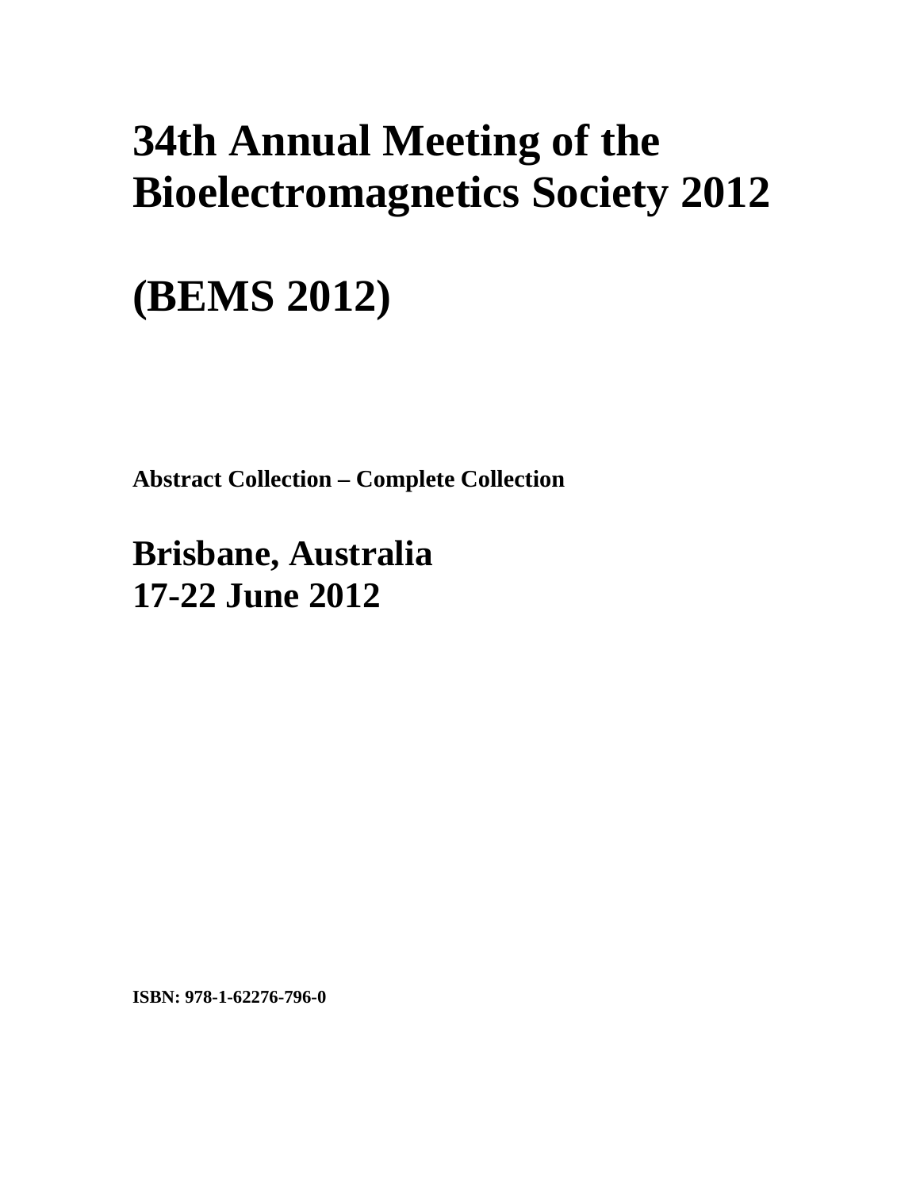# 34th Annual Meeting of the Bioelectromagnetics Society 2012

# (BEMS 2012)

**Abstract Collection – Complete Collection**

## Brisbane, Australia
## 17-22 June 2012

**ISBN: 978-1-62276-796-0**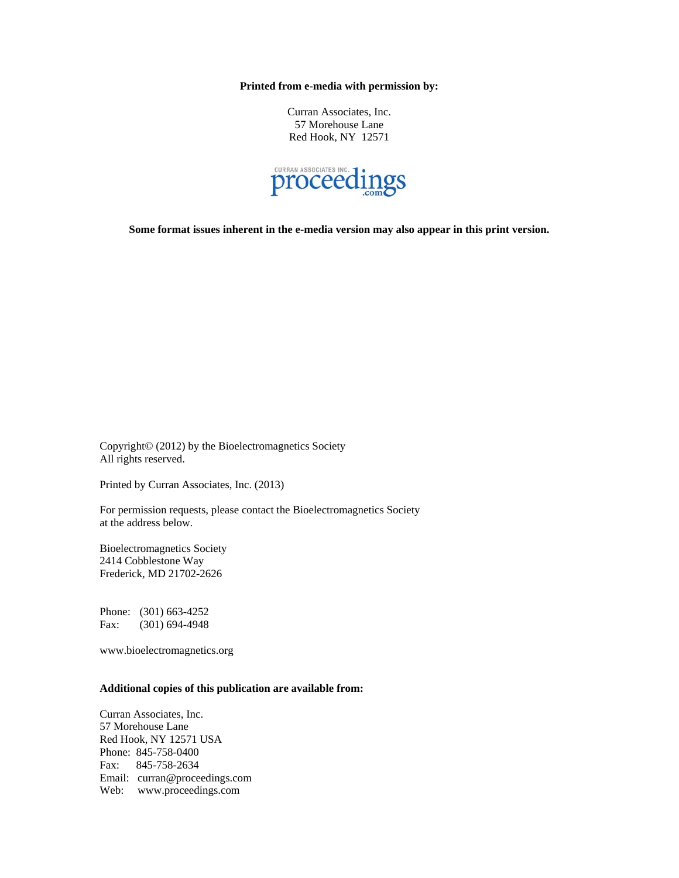**Printed from e-media with permission by:**

Curran Associates, Inc.
57 Morehouse Lane
Red Hook, NY 12571

CURRAN ASSOCIATES INC. proceedings .com

**Some format issues inherent in the e-media version may also appear in this print version.**

Copyright© (2012) by the Bioelectromagnetics Society
All rights reserved.

Printed by Curran Associates, Inc. (2013)

For permission requests, please contact the Bioelectromagnetics Society at the address below.

Bioelectromagnetics Society
2414 Cobblestone Way
Frederick, MD 21702-2626

Phone: (301) 663-4252
Fax: (301) 694-4948

www.bioelectromagnetics.org

**Additional copies of this publication are available from:**

Curran Associates, Inc.
57 Morehouse Lane
Red Hook, NY 12571 USA
Phone: 845-758-0400
Fax: 845-758-2634
Email: curran@proceedings.com
Web: www.proceedings.com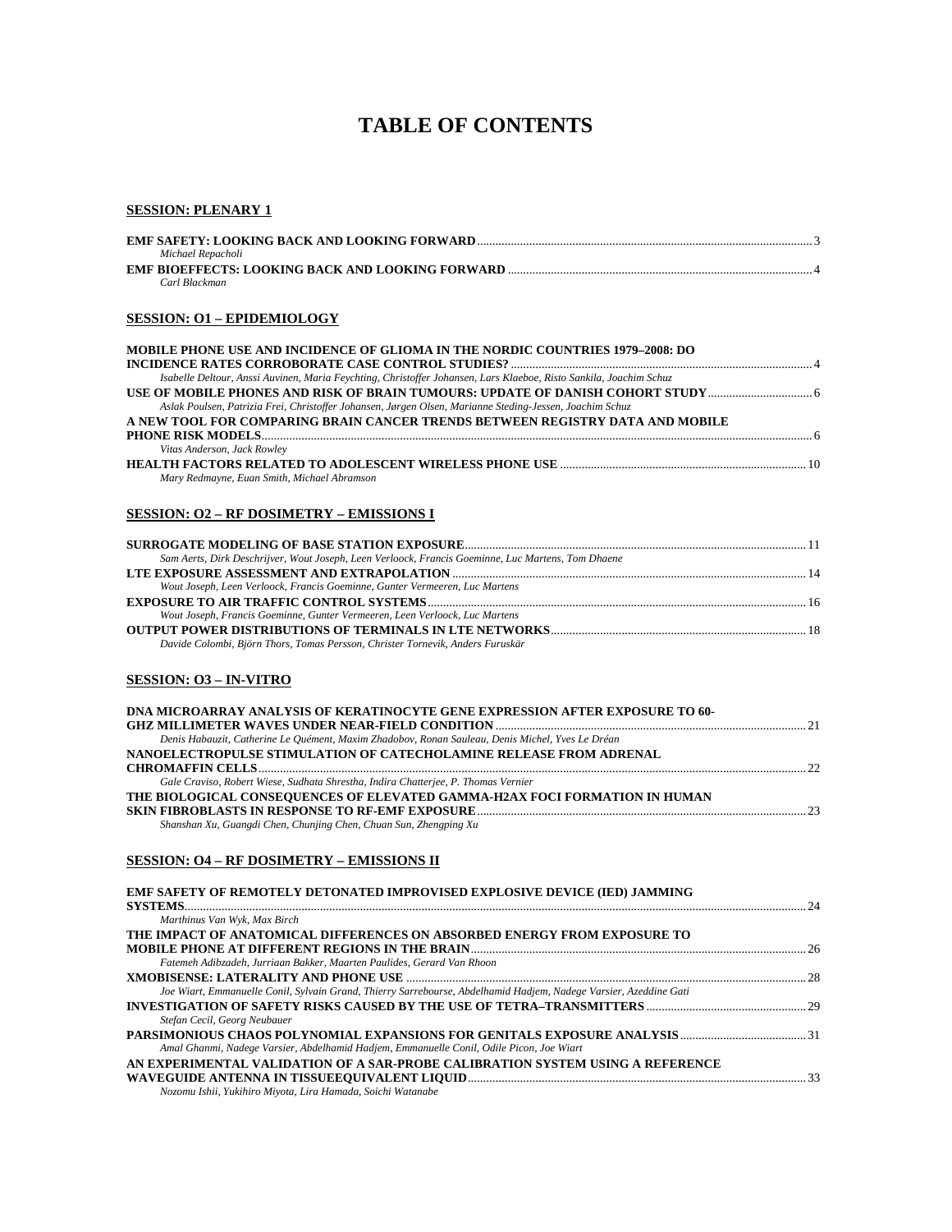# TABLE OF CONTENTS

## SESSION: PLENARY 1

**EMF SAFETY: LOOKING BACK AND LOOKING FORWARD** ... 3
*Michael Repacholi*

**EMF BIOEFFECTS: LOOKING BACK AND LOOKING FORWARD** ... 4
*Carl Blackman*

## SESSION: O1 – EPIDEMIOLOGY

**MOBILE PHONE USE AND INCIDENCE OF GLIOMA IN THE NORDIC COUNTRIES 1979–2008: DO INCIDENCE RATES CORROBORATE CASE CONTROL STUDIES?** ... 4
*Isabelle Deltour, Anssi Auvinen, Maria Feychting, Christoffer Johansen, Lars Klaeboe, Risto Sankila, Joachim Schuz*

**USE OF MOBILE PHONES AND RISK OF BRAIN TUMOURS: UPDATE OF DANISH COHORT STUDY** ... 6
*Aslak Poulsen, Patrizia Frei, Christoffer Johansen, Jørgen Olsen, Marianne Steding-Jessen, Joachim Schuz*

**A NEW TOOL FOR COMPARING BRAIN CANCER TRENDS BETWEEN REGISTRY DATA AND MOBILE PHONE RISK MODELS** ... 6
*Vitas Anderson, Jack Rowley*

**HEALTH FACTORS RELATED TO ADOLESCENT WIRELESS PHONE USE** ... 10
*Mary Redmayne, Euan Smith, Michael Abramson*

## SESSION: O2 – RF DOSIMETRY – EMISSIONS I

**SURROGATE MODELING OF BASE STATION EXPOSURE** ... 11
*Sam Aerts, Dirk Deschrijver, Wout Joseph, Leen Verloock, Francis Goeminne, Luc Martens, Tom Dhaene*

**LTE EXPOSURE ASSESSMENT AND EXTRAPOLATION** ... 14
*Wout Joseph, Leen Verloock, Francis Goeminne, Gunter Vermeeren, Luc Martens*

**EXPOSURE TO AIR TRAFFIC CONTROL SYSTEMS** ... 16
*Wout Joseph, Francis Goeminne, Gunter Vermeeren, Leen Verloock, Luc Martens*

**OUTPUT POWER DISTRIBUTIONS OF TERMINALS IN LTE NETWORKS** ... 18
*Davide Colombi, Björn Thors, Tomas Persson, Christer Tornevik, Anders Furuskär*

## SESSION: O3 – IN-VITRO

**DNA MICROARRAY ANALYSIS OF KERATINOCYTE GENE EXPRESSION AFTER EXPOSURE TO 60-GHZ MILLIMETER WAVES UNDER NEAR-FIELD CONDITION** ... 21
*Denis Habauzit, Catherine Le Quément, Maxim Zhadobov, Ronan Sauleau, Denis Michel, Yves Le Dréan*

**NANOELECTROPULSE STIMULATION OF CATECHOLAMINE RELEASE FROM ADRENAL CHROMAFFIN CELLS** ... 22
*Gale Craviso, Robert Wiese, Sudhata Shrestha, Indira Chatterjee, P. Thomas Vernier*

**THE BIOLOGICAL CONSEQUENCES OF ELEVATED GAMMA-H2AX FOCI FORMATION IN HUMAN SKIN FIBROBLASTS IN RESPONSE TO RF-EMF EXPOSURE** ... 23
*Shanshan Xu, Guangdi Chen, Chunjing Chen, Chuan Sun, Zhengping Xu*

## SESSION: O4 – RF DOSIMETRY – EMISSIONS II

**EMF SAFETY OF REMOTELY DETONATED IMPROVISED EXPLOSIVE DEVICE (IED) JAMMING SYSTEMS** ... 24
*Marthinus Van Wyk, Max Birch*

**THE IMPACT OF ANATOMICAL DIFFERENCES ON ABSORBED ENERGY FROM EXPOSURE TO MOBILE PHONE AT DIFFERENT REGIONS IN THE BRAIN** ... 26
*Fatemeh Adibzadeh, Jurriaan Bakker, Maarten Paulides, Gerard Van Rhoon*

**XMOBISENSE: LATERALITY AND PHONE USE** ... 28
*Joe Wiart, Emmanuelle Conil, Sylvain Grand, Thierry Sarrebourse, Abdelhamid Hadjem, Nadege Varsier, Azeddine Gati*

**INVESTIGATION OF SAFETY RISKS CAUSED BY THE USE OF TETRA–TRANSMITTERS** ... 29
*Stefan Cecil, Georg Neubauer*

**PARSIMONIOUS CHAOS POLYNOMIAL EXPANSIONS FOR GENITALS EXPOSURE ANALYSIS** ... 31
*Amal Ghanmi, Nadege Varsier, Abdelhamid Hadjem, Emmanuelle Conil, Odile Picon, Joe Wiart*

**AN EXPERIMENTAL VALIDATION OF A SAR-PROBE CALIBRATION SYSTEM USING A REFERENCE WAVEGUIDE ANTENNA IN TISSUEEQUIVALENT LIQUID** ... 33
*Nozomu Ishii, Yukihiro Miyota, Lira Hamada, Soichi Watanabe*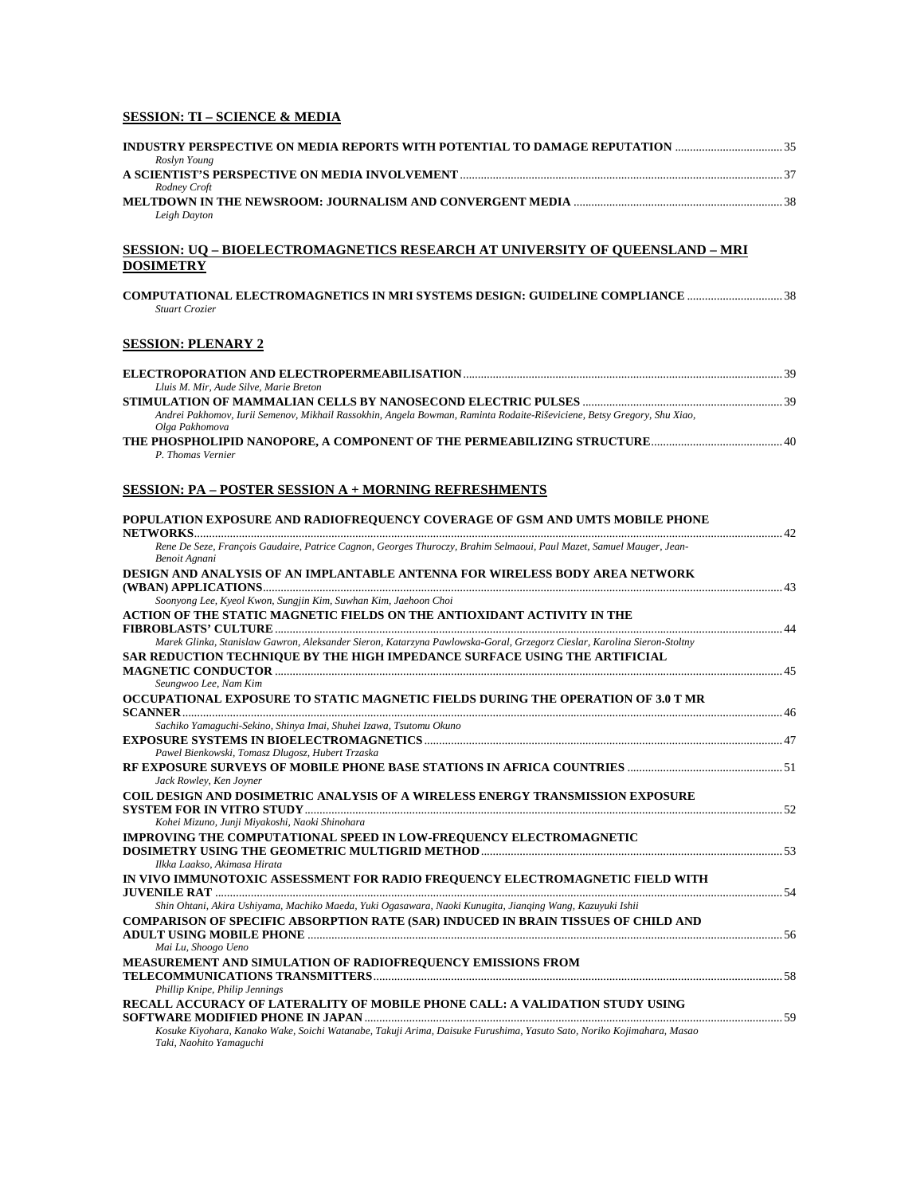## SESSION: TI – SCIENCE & MEDIA

**INDUSTRY PERSPECTIVE ON MEDIA REPORTS WITH POTENTIAL TO DAMAGE REPUTATION** ... 35
*Roslyn Young*

**A SCIENTIST'S PERSPECTIVE ON MEDIA INVOLVEMENT** ... 37
*Rodney Croft*

**MELTDOWN IN THE NEWSROOM: JOURNALISM AND CONVERGENT MEDIA** ... 38
*Leigh Dayton*

## SESSION: UQ – BIOELECTROMAGNETICS RESEARCH AT UNIVERSITY OF QUEENSLAND – MRI DOSIMETRY

**COMPUTATIONAL ELECTROMAGNETICS IN MRI SYSTEMS DESIGN: GUIDELINE COMPLIANCE** ... 38
*Stuart Crozier*

## SESSION: PLENARY 2

**ELECTROPORATION AND ELECTROPERMEABILISATION** ... 39
*Lluis M. Mir, Aude Silve, Marie Breton*

**STIMULATION OF MAMMALIAN CELLS BY NANOSECOND ELECTRIC PULSES** ... 39
*Andrei Pakhomov, Iurii Semenov, Mikhail Rassokhin, Angela Bowman, Raminta Rodaite-Riševiciene, Betsy Gregory, Shu Xiao, Olga Pakhomova*

**THE PHOSPHOLIPID NANOPORE, A COMPONENT OF THE PERMEABILIZING STRUCTURE** ... 40
*P. Thomas Vernier*

## SESSION: PA – POSTER SESSION A + MORNING REFRESHMENTS

**POPULATION EXPOSURE AND RADIOFREQUENCY COVERAGE OF GSM AND UMTS MOBILE PHONE NETWORKS** ... 42
*Rene De Seze, François Gaudaire, Patrice Cagnon, Georges Thuroczy, Brahim Selmaoui, Paul Mazet, Samuel Mauger, Jean-Benoit Agnani*

**DESIGN AND ANALYSIS OF AN IMPLANTABLE ANTENNA FOR WIRELESS BODY AREA NETWORK (WBAN) APPLICATIONS** ... 43
*Soonyong Lee, Kyeol Kwon, Sungjin Kim, Suwhan Kim, Jaehoon Choi*

**ACTION OF THE STATIC MAGNETIC FIELDS ON THE ANTIOXIDANT ACTIVITY IN THE FIBROBLASTS' CULTURE** ... 44
*Marek Glinka, Stanislaw Gawron, Aleksander Sieron, Katarzyna Pawlowska-Goral, Grzegorz Cieslar, Karolina Sieron-Stoltny*

**SAR REDUCTION TECHNIQUE BY THE HIGH IMPEDANCE SURFACE USING THE ARTIFICIAL MAGNETIC CONDUCTOR** ... 45
*Seungwoo Lee, Nam Kim*

**OCCUPATIONAL EXPOSURE TO STATIC MAGNETIC FIELDS DURING THE OPERATION OF 3.0 T MR SCANNER** ... 46
*Sachiko Yamaguchi-Sekino, Shinya Imai, Shuhei Izawa, Tsutomu Okuno*

**EXPOSURE SYSTEMS IN BIOELECTROMAGNETICS** ... 47
*Pawel Bienkowski, Tomasz Dlugosz, Hubert Trzaska*

**RF EXPOSURE SURVEYS OF MOBILE PHONE BASE STATIONS IN AFRICA COUNTRIES** ... 51
*Jack Rowley, Ken Joyner*

**COIL DESIGN AND DOSIMETRIC ANALYSIS OF A WIRELESS ENERGY TRANSMISSION EXPOSURE SYSTEM FOR IN VITRO STUDY** ... 52
*Kohei Mizuno, Junji Miyakoshi, Naoki Shinohara*

**IMPROVING THE COMPUTATIONAL SPEED IN LOW-FREQUENCY ELECTROMAGNETIC DOSIMETRY USING THE GEOMETRIC MULTIGRID METHOD** ... 53
*Ilkka Laakso, Akimasa Hirata*

**IN VIVO IMMUNOTOXIC ASSESSMENT FOR RADIO FREQUENCY ELECTROMAGNETIC FIELD WITH JUVENILE RAT** ... 54
*Shin Ohtani, Akira Ushiyama, Machiko Maeda, Yuki Ogasawara, Naoki Kunugita, Jianqing Wang, Kazuyuki Ishii*

**COMPARISON OF SPECIFIC ABSORPTION RATE (SAR) INDUCED IN BRAIN TISSUES OF CHILD AND ADULT USING MOBILE PHONE** ... 56
*Mai Lu, Shoogo Ueno*

**MEASUREMENT AND SIMULATION OF RADIOFREQUENCY EMISSIONS FROM TELECOMMUNICATIONS TRANSMITTERS** ... 58
*Phillip Knipe, Philip Jennings*

**RECALL ACCURACY OF LATERALITY OF MOBILE PHONE CALL: A VALIDATION STUDY USING SOFTWARE MODIFIED PHONE IN JAPAN** ... 59
*Kosuke Kiyohara, Kanako Wake, Soichi Watanabe, Takuji Arima, Daisuke Furushima, Yasuto Sato, Noriko Kojimahara, Masao Taki, Naohito Yamaguchi*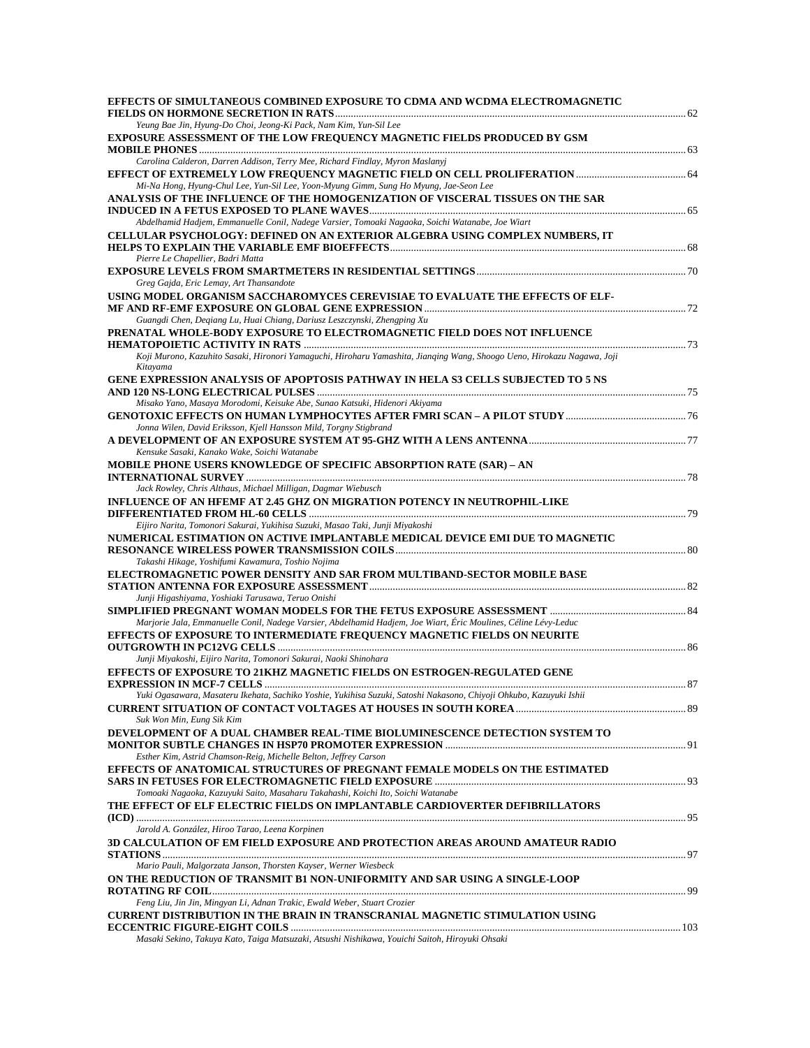**EFFECTS OF SIMULTANEOUS COMBINED EXPOSURE TO CDMA AND WCDMA ELECTROMAGNETIC FIELDS ON HORMONE SECRETION IN RATS** ..... 62
*Yeung Bae Jin, Hyung-Do Choi, Jeong-Ki Pack, Nam Kim, Yun-Sil Lee*

**EXPOSURE ASSESSMENT OF THE LOW FREQUENCY MAGNETIC FIELDS PRODUCED BY GSM MOBILE PHONES** ..... 63
*Carolina Calderon, Darren Addison, Terry Mee, Richard Findlay, Myron Maslanyj*

**EFFECT OF EXTREMELY LOW FREQUENCY MAGNETIC FIELD ON CELL PROLIFERATION** ..... 64
*Mi-Na Hong, Hyung-Chul Lee, Yun-Sil Lee, Yoon-Myung Gimm, Sung Ho Myung, Jae-Seon Lee*

**ANALYSIS OF THE INFLUENCE OF THE HOMOGENIZATION OF VISCERAL TISSUES ON THE SAR INDUCED IN A FETUS EXPOSED TO PLANE WAVES** ..... 65
*Abdelhamid Hadjem, Emmanuelle Conil, Nadege Varsier, Tomoaki Nagaoka, Soichi Watanabe, Joe Wiart*

**CELLULAR PSYCHOLOGY: DEFINED ON AN EXTERIOR ALGEBRA USING COMPLEX NUMBERS, IT HELPS TO EXPLAIN THE VARIABLE EMF BIOEFFECTS** ..... 68
*Pierre Le Chapellier, Badri Matta*

**EXPOSURE LEVELS FROM SMARTMETERS IN RESIDENTIAL SETTINGS** ..... 70
*Greg Gajda, Eric Lemay, Art Thansandote*

**USING MODEL ORGANISM SACCHAROMYCES CEREVISIAE TO EVALUATE THE EFFECTS OF ELF-MF AND RF-EMF EXPOSURE ON GLOBAL GENE EXPRESSION** ..... 72
*Guangdi Chen, Deqiang Lu, Huai Chiang, Dariusz Leszczynski, Zhengping Xu*

**PRENATAL WHOLE-BODY EXPOSURE TO ELECTROMAGNETIC FIELD DOES NOT INFLUENCE HEMATOPOIETIC ACTIVITY IN RATS** ..... 73
*Koji Murono, Kazuhito Sasaki, Hironori Yamaguchi, Hiroharu Yamashita, Jianqing Wang, Shoogo Ueno, Hirokazu Nagawa, Joji Kitayama*

**GENE EXPRESSION ANALYSIS OF APOPTOSIS PATHWAY IN HELA S3 CELLS SUBJECTED TO 5 NS AND 120 NS-LONG ELECTRICAL PULSES** ..... 75
*Misako Yano, Masaya Morodomi, Keisuke Abe, Sunao Katsuki, Hidenori Akiyama*

**GENOTOXIC EFFECTS ON HUMAN LYMPHOCYTES AFTER FMRI SCAN – A PILOT STUDY** ..... 76
*Jonna Wilen, David Eriksson, Kjell Hansson Mild, Torgny Stigbrand*

**A DEVELOPMENT OF AN EXPOSURE SYSTEM AT 95-GHZ WITH A LENS ANTENNA** ..... 77
*Kensuke Sasaki, Kanako Wake, Soichi Watanabe*

**MOBILE PHONE USERS KNOWLEDGE OF SPECIFIC ABSORPTION RATE (SAR) – AN INTERNATIONAL SURVEY** ..... 78
*Jack Rowley, Chris Althaus, Michael Milligan, Dagmar Wiebusch*

**INFLUENCE OF AN HFEMF AT 2.45 GHZ ON MIGRATION POTENCY IN NEUTROPHIL-LIKE DIFFERENTIATED FROM HL-60 CELLS** ..... 79
*Eijiro Narita, Tomonori Sakurai, Yukihisa Suzuki, Masao Taki, Junji Miyakoshi*

**NUMERICAL ESTIMATION ON ACTIVE IMPLANTABLE MEDICAL DEVICE EMI DUE TO MAGNETIC RESONANCE WIRELESS POWER TRANSMISSION COILS** ..... 80
*Takashi Hikage, Yoshifumi Kawamura, Toshio Nojima*

**ELECTROMAGNETIC POWER DENSITY AND SAR FROM MULTIBAND-SECTOR MOBILE BASE STATION ANTENNA FOR EXPOSURE ASSESSMENT** ..... 82
*Junji Higashiyama, Yoshiaki Tarusawa, Teruo Onishi*

**SIMPLIFIED PREGNANT WOMAN MODELS FOR THE FETUS EXPOSURE ASSESSMENT** ..... 84
*Marjorie Jala, Emmanuelle Conil, Nadege Varsier, Abdelhamid Hadjem, Joe Wiart, Éric Moulines, Céline Lévy-Leduc*

**EFFECTS OF EXPOSURE TO INTERMEDIATE FREQUENCY MAGNETIC FIELDS ON NEURITE OUTGROWTH IN PC12VG CELLS** ..... 86
*Junji Miyakoshi, Eijiro Narita, Tomonori Sakurai, Naoki Shinohara*

**EFFECTS OF EXPOSURE TO 21KHZ MAGNETIC FIELDS ON ESTROGEN-REGULATED GENE EXPRESSION IN MCF-7 CELLS** ..... 87
*Yuki Ogasawara, Masateru Ikehata, Sachiko Yoshie, Yukihisa Suzuki, Satoshi Nakasono, Chiyoji Ohkubo, Kazuyuki Ishii*

**CURRENT SITUATION OF CONTACT VOLTAGES AT HOUSES IN SOUTH KOREA** ..... 89
*Suk Won Min, Eung Sik Kim*

**DEVELOPMENT OF A DUAL CHAMBER REAL-TIME BIOLUMINESCENCE DETECTION SYSTEM TO MONITOR SUBTLE CHANGES IN HSP70 PROMOTER EXPRESSION** ..... 91
*Esther Kim, Astrid Chamson-Reig, Michelle Belton, Jeffrey Carson*

**EFFECTS OF ANATOMICAL STRUCTURES OF PREGNANT FEMALE MODELS ON THE ESTIMATED SARS IN FETUSES FOR ELECTROMAGNETIC FIELD EXPOSURE** ..... 93
*Tomoaki Nagaoka, Kazuyuki Saito, Masaharu Takahashi, Koichi Ito, Soichi Watanabe*

**THE EFFECT OF ELF ELECTRIC FIELDS ON IMPLANTABLE CARDIOVERTER DEFIBRILLATORS (ICD)** ..... 95
*Jarold A. González, Hiroo Tarao, Leena Korpinen*

**3D CALCULATION OF EM FIELD EXPOSURE AND PROTECTION AREAS AROUND AMATEUR RADIO STATIONS** ..... 97
*Mario Pauli, Malgorzata Janson, Thorsten Kayser, Werner Wiesbeck*

**ON THE REDUCTION OF TRANSMIT B1 NON-UNIFORMITY AND SAR USING A SINGLE-LOOP ROTATING RF COIL** ..... 99
*Feng Liu, Jin Jin, Mingyan Li, Adnan Trakic, Ewald Weber, Stuart Crozier*

**CURRENT DISTRIBUTION IN THE BRAIN IN TRANSCRANIAL MAGNETIC STIMULATION USING ECCENTRIC FIGURE-EIGHT COILS** ..... 103
*Masaki Sekino, Takuya Kato, Taiga Matsuzaki, Atsushi Nishikawa, Youichi Saitoh, Hiroyuki Ohsaki*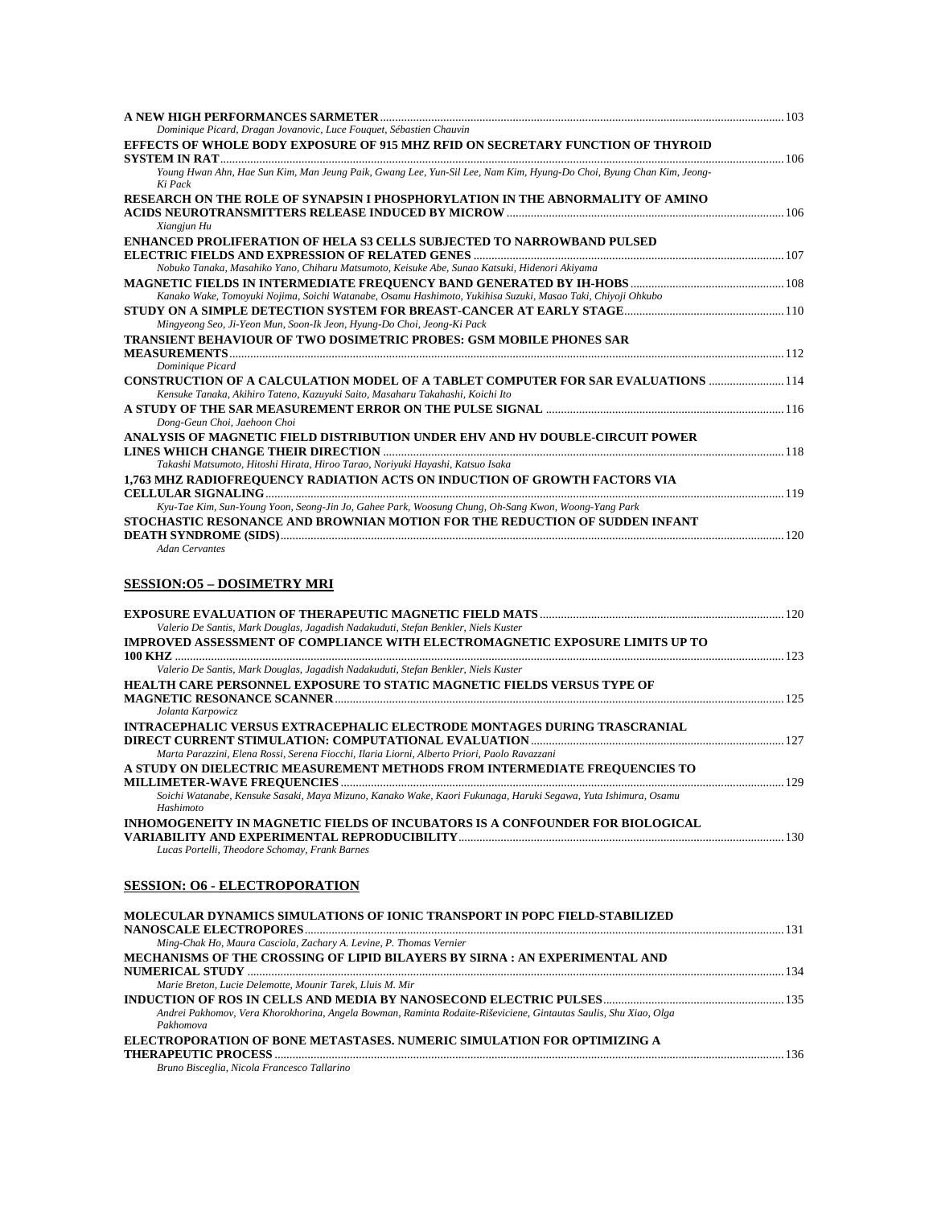**A NEW HIGH PERFORMANCES SARMETER** ..... 103
*Dominique Picard, Dragan Jovanovic, Luce Fouquet, Sébastien Chauvin*

**EFFECTS OF WHOLE BODY EXPOSURE OF 915 MHZ RFID ON SECRETARY FUNCTION OF THYROID SYSTEM IN RAT** ..... 106
*Young Hwan Ahn, Hae Sun Kim, Man Jeung Paik, Gwang Lee, Yun-Sil Lee, Nam Kim, Hyung-Do Choi, Byung Chan Kim, Jeong-Ki Pack*

**RESEARCH ON THE ROLE OF SYNAPSIN I PHOSPHORYLATION IN THE ABNORMALITY OF AMINO ACIDS NEUROTRANSMITTERS RELEASE INDUCED BY MICROW** ..... 106
*Xiangjun Hu*

**ENHANCED PROLIFERATION OF HELA S3 CELLS SUBJECTED TO NARROWBAND PULSED ELECTRIC FIELDS AND EXPRESSION OF RELATED GENES** ..... 107
*Nobuko Tanaka, Masahiko Yano, Chiharu Matsumoto, Keisuke Abe, Sunao Katsuki, Hidenori Akiyama*

**MAGNETIC FIELDS IN INTERMEDIATE FREQUENCY BAND GENERATED BY IH-HOBS** ..... 108
*Kanako Wake, Tomoyuki Nojima, Soichi Watanabe, Osamu Hashimoto, Yukihisa Suzuki, Masao Taki, Chiyoji Ohkubo*

**STUDY ON A SIMPLE DETECTION SYSTEM FOR BREAST-CANCER AT EARLY STAGE** ..... 110
*Mingyeong Seo, Ji-Yeon Mun, Soon-Ik Jeon, Hyung-Do Choi, Jeong-Ki Pack*

**TRANSIENT BEHAVIOUR OF TWO DOSIMETRIC PROBES: GSM MOBILE PHONES SAR MEASUREMENTS** ..... 112
*Dominique Picard*

**CONSTRUCTION OF A CALCULATION MODEL OF A TABLET COMPUTER FOR SAR EVALUATIONS** ..... 114
*Kensuke Tanaka, Akihiro Tateno, Kazuyuki Saito, Masaharu Takahashi, Koichi Ito*

**A STUDY OF THE SAR MEASUREMENT ERROR ON THE PULSE SIGNAL** ..... 116
*Dong-Geun Choi, Jaehoon Choi*

**ANALYSIS OF MAGNETIC FIELD DISTRIBUTION UNDER EHV AND HV DOUBLE-CIRCUIT POWER LINES WHICH CHANGE THEIR DIRECTION** ..... 118
*Takashi Matsumoto, Hitoshi Hirata, Hiroo Tarao, Noriyuki Hayashi, Katsuo Isaka*

**1,763 MHZ RADIOFREQUENCY RADIATION ACTS ON INDUCTION OF GROWTH FACTORS VIA CELLULAR SIGNALING** ..... 119
*Kyu-Tae Kim, Sun-Young Yoon, Seong-Jin Jo, Gahee Park, Woosung Chung, Oh-Sang Kwon, Woong-Yang Park*

**STOCHASTIC RESONANCE AND BROWNIAN MOTION FOR THE REDUCTION OF SUDDEN INFANT DEATH SYNDROME (SIDS)** ..... 120
*Adan Cervantes*

## SESSION:O5 – DOSIMETRY MRI

**EXPOSURE EVALUATION OF THERAPEUTIC MAGNETIC FIELD MATS** ..... 120
*Valerio De Santis, Mark Douglas, Jagadish Nadakuduti, Stefan Benkler, Niels Kuster*

**IMPROVED ASSESSMENT OF COMPLIANCE WITH ELECTROMAGNETIC EXPOSURE LIMITS UP TO 100 KHZ** ..... 123
*Valerio De Santis, Mark Douglas, Jagadish Nadakuduti, Stefan Benkler, Niels Kuster*

**HEALTH CARE PERSONNEL EXPOSURE TO STATIC MAGNETIC FIELDS VERSUS TYPE OF MAGNETIC RESONANCE SCANNER** ..... 125
*Jolanta Karpowicz*

**INTRACEPHALIC VERSUS EXTRACEPHALIC ELECTRODE MONTAGES DURING TRASCRANIAL DIRECT CURRENT STIMULATION: COMPUTATIONAL EVALUATION** ..... 127
*Marta Parazzini, Elena Rossi, Serena Fiocchi, Ilaria Liorni, Alberto Priori, Paolo Ravazzani*

**A STUDY ON DIELECTRIC MEASUREMENT METHODS FROM INTERMEDIATE FREQUENCIES TO MILLIMETER-WAVE FREQUENCIES** ..... 129
*Soichi Watanabe, Kensuke Sasaki, Maya Mizuno, Kanako Wake, Kaori Fukunaga, Haruki Segawa, Yuta Ishimura, Osamu Hashimoto*

**INHOMOGENEITY IN MAGNETIC FIELDS OF INCUBATORS IS A CONFOUNDER FOR BIOLOGICAL VARIABILITY AND EXPERIMENTAL REPRODUCIBILITY** ..... 130
*Lucas Portelli, Theodore Schomay, Frank Barnes*

## SESSION: O6 - ELECTROPORATION

**MOLECULAR DYNAMICS SIMULATIONS OF IONIC TRANSPORT IN POPC FIELD-STABILIZED NANOSCALE ELECTROPORES** ..... 131
*Ming-Chak Ho, Maura Casciola, Zachary A. Levine, P. Thomas Vernier*

**MECHANISMS OF THE CROSSING OF LIPID BILAYERS BY SIRNA : AN EXPERIMENTAL AND NUMERICAL STUDY** ..... 134
*Marie Breton, Lucie Delemotte, Mounir Tarek, Lluis M. Mir*

**INDUCTION OF ROS IN CELLS AND MEDIA BY NANOSECOND ELECTRIC PULSES** ..... 135
*Andrei Pakhomov, Vera Khorokhorina, Angela Bowman, Raminta Rodaite-Riševiciene, Gintautas Saulis, Shu Xiao, Olga Pakhomova*

**ELECTROPORATION OF BONE METASTASES. NUMERIC SIMULATION FOR OPTIMIZING A THERAPEUTIC PROCESS** ..... 136
*Bruno Bisceglia, Nicola Francesco Tallarino*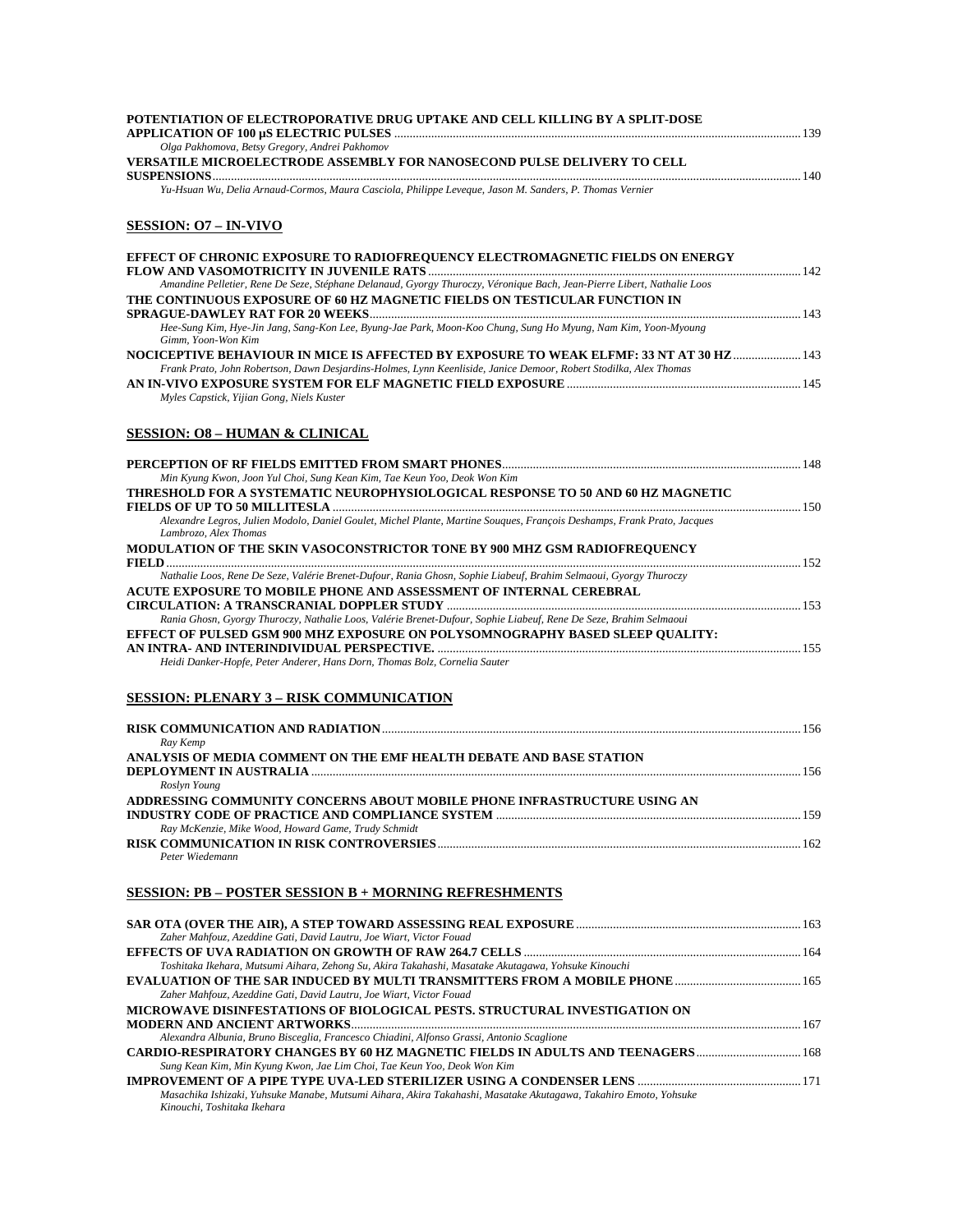**POTENTIATION OF ELECTROPORATIVE DRUG UPTAKE AND CELL KILLING BY A SPLIT-DOSE APPLICATION OF 100 µS ELECTRIC PULSES** ........ 139
*Olga Pakhomova, Betsy Gregory, Andrei Pakhomov*

**VERSATILE MICROELECTRODE ASSEMBLY FOR NANOSECOND PULSE DELIVERY TO CELL SUSPENSIONS** ........ 140
*Yu-Hsuan Wu, Delia Arnaud-Cormos, Maura Casciola, Philippe Leveque, Jason M. Sanders, P. Thomas Vernier*

## SESSION: O7 – IN-VIVO

**EFFECT OF CHRONIC EXPOSURE TO RADIOFREQUENCY ELECTROMAGNETIC FIELDS ON ENERGY FLOW AND VASOMOTRICITY IN JUVENILE RATS** ........ 142
*Amandine Pelletier, Rene De Seze, Stéphane Delanaud, Gyorgy Thuroczy, Véronique Bach, Jean-Pierre Libert, Nathalie Loos*

**THE CONTINUOUS EXPOSURE OF 60 HZ MAGNETIC FIELDS ON TESTICULAR FUNCTION IN SPRAGUE-DAWLEY RAT FOR 20 WEEKS** ........ 143
*Hee-Sung Kim, Hye-Jin Jang, Sang-Kon Lee, Byung-Jae Park, Moon-Koo Chung, Sung Ho Myung, Nam Kim, Yoon-Myoung Gimm, Yoon-Won Kim*

**NOCICEPTIVE BEHAVIOUR IN MICE IS AFFECTED BY EXPOSURE TO WEAK ELFMF: 33 NT AT 30 HZ** ........ 143
*Frank Prato, John Robertson, Dawn Desjardins-Holmes, Lynn Keenliside, Janice Demoor, Robert Stodilka, Alex Thomas*

**AN IN-VIVO EXPOSURE SYSTEM FOR ELF MAGNETIC FIELD EXPOSURE** ........ 145
*Myles Capstick, Yijian Gong, Niels Kuster*

## SESSION: O8 – HUMAN & CLINICAL

**PERCEPTION OF RF FIELDS EMITTED FROM SMART PHONES** ........ 148
*Min Kyung Kwon, Joon Yul Choi, Sung Kean Kim, Tae Keun Yoo, Deok Won Kim*

**THRESHOLD FOR A SYSTEMATIC NEUROPHYSIOLOGICAL RESPONSE TO 50 AND 60 HZ MAGNETIC FIELDS OF UP TO 50 MILLITESLA** ........ 150
*Alexandre Legros, Julien Modolo, Daniel Goulet, Michel Plante, Martine Souques, François Deshamps, Frank Prato, Jacques Lambrozo, Alex Thomas*

**MODULATION OF THE SKIN VASOCONSTRICTOR TONE BY 900 MHZ GSM RADIOFREQUENCY FIELD** ........ 152
*Nathalie Loos, Rene De Seze, Valérie Brenet-Dufour, Rania Ghosn, Sophie Liabeuf, Brahim Selmaoui, Gyorgy Thuroczy*

**ACUTE EXPOSURE TO MOBILE PHONE AND ASSESSMENT OF INTERNAL CEREBRAL CIRCULATION: A TRANSCRANIAL DOPPLER STUDY** ........ 153
*Rania Ghosn, Gyorgy Thuroczy, Nathalie Loos, Valérie Brenet-Dufour, Sophie Liabeuf, Rene De Seze, Brahim Selmaoui*

**EFFECT OF PULSED GSM 900 MHZ EXPOSURE ON POLYSOMNOGRAPHY BASED SLEEP QUALITY: AN INTRA- AND INTERINDIVIDUAL PERSPECTIVE.** ........ 155
*Heidi Danker-Hopfe, Peter Anderer, Hans Dorn, Thomas Bolz, Cornelia Sauter*

## SESSION: PLENARY 3 – RISK COMMUNICATION

**RISK COMMUNICATION AND RADIATION** ........ 156
*Ray Kemp*

**ANALYSIS OF MEDIA COMMENT ON THE EMF HEALTH DEBATE AND BASE STATION DEPLOYMENT IN AUSTRALIA** ........ 156
*Roslyn Young*

**ADDRESSING COMMUNITY CONCERNS ABOUT MOBILE PHONE INFRASTRUCTURE USING AN INDUSTRY CODE OF PRACTICE AND COMPLIANCE SYSTEM** ........ 159
*Ray McKenzie, Mike Wood, Howard Game, Trudy Schmidt*

**RISK COMMUNICATION IN RISK CONTROVERSIES** ........ 162
*Peter Wiedemann*

## SESSION: PB – POSTER SESSION B + MORNING REFRESHMENTS

**SAR OTA (OVER THE AIR), A STEP TOWARD ASSESSING REAL EXPOSURE** ........ 163
*Zaher Mahfouz, Azeddine Gati, David Lautru, Joe Wiart, Victor Fouad*

**EFFECTS OF UVA RADIATION ON GROWTH OF RAW 264.7 CELLS** ........ 164
*Toshitaka Ikehara, Mutsumi Aihara, Zehong Su, Akira Takahashi, Masatake Akutagawa, Yohsuke Kinouchi*

**EVALUATION OF THE SAR INDUCED BY MULTI TRANSMITTERS FROM A MOBILE PHONE** ........ 165
*Zaher Mahfouz, Azeddine Gati, David Lautru, Joe Wiart, Victor Fouad*

**MICROWAVE DISINFESTATIONS OF BIOLOGICAL PESTS. STRUCTURAL INVESTIGATION ON MODERN AND ANCIENT ARTWORKS** ........ 167
*Alexandra Albunia, Bruno Bisceglia, Francesco Chiadini, Alfonso Grassi, Antonio Scaglione*

**CARDIO-RESPIRATORY CHANGES BY 60 HZ MAGNETIC FIELDS IN ADULTS AND TEENAGERS** ........ 168
*Sung Kean Kim, Min Kyung Kwon, Jae Lim Choi, Tae Keun Yoo, Deok Won Kim*

**IMPROVEMENT OF A PIPE TYPE UVA-LED STERILIZER USING A CONDENSER LENS** ........ 171
*Masachika Ishizaki, Yuhsuke Manabe, Mutsumi Aihara, Akira Takahashi, Masatake Akutagawa, Takahiro Emoto, Yohsuke Kinouchi, Toshitaka Ikehara*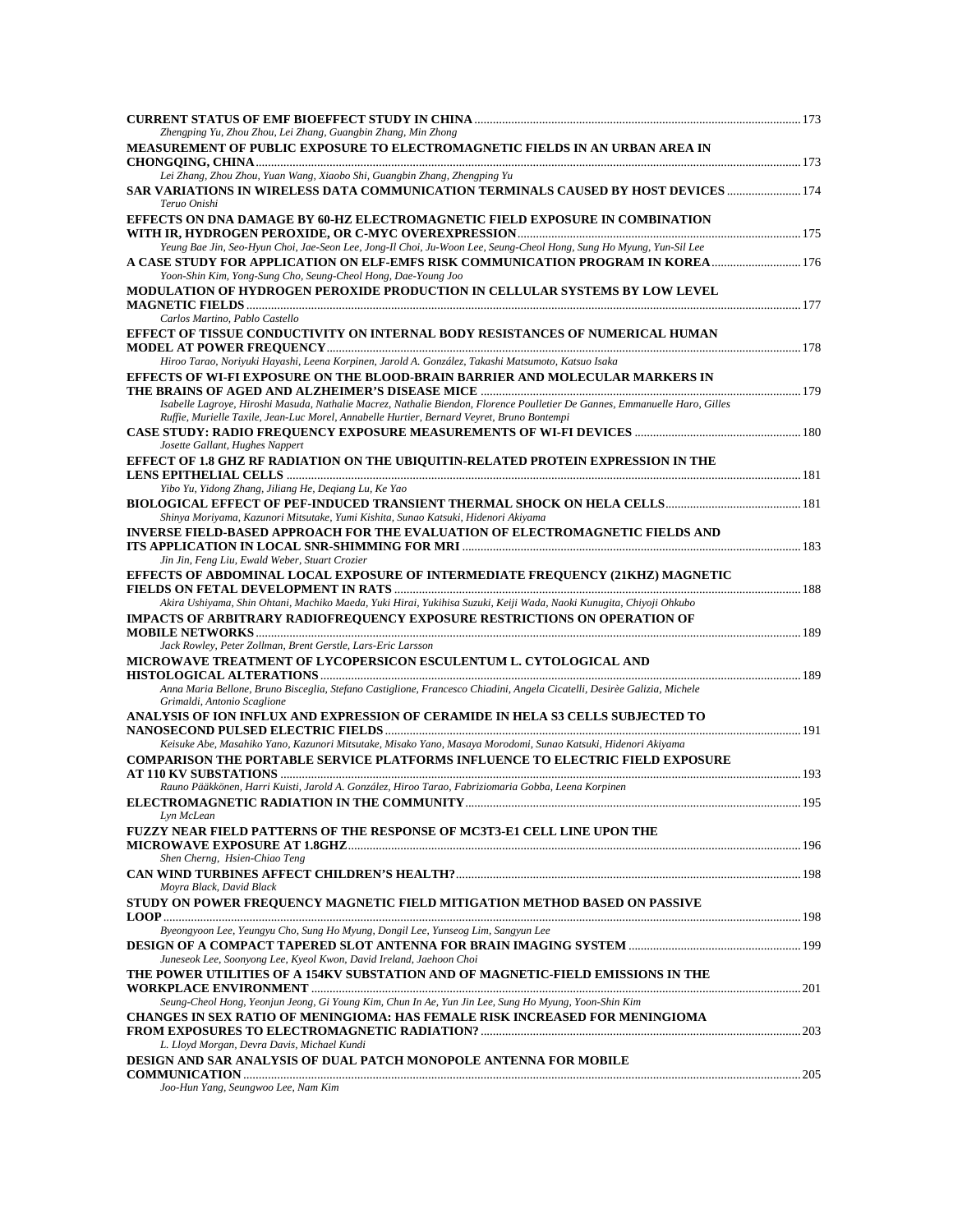**CURRENT STATUS OF EMF BIOEFFECT STUDY IN CHINA** ........ 173
*Zhengping Yu, Zhou Zhou, Lei Zhang, Guangbin Zhang, Min Zhong*

**MEASUREMENT OF PUBLIC EXPOSURE TO ELECTROMAGNETIC FIELDS IN AN URBAN AREA IN CHONGQING, CHINA** ........ 173
*Lei Zhang, Zhou Zhou, Yuan Wang, Xiaobo Shi, Guangbin Zhang, Zhengping Yu*

**SAR VARIATIONS IN WIRELESS DATA COMMUNICATION TERMINALS CAUSED BY HOST DEVICES** ........ 174
*Teruo Onishi*

**EFFECTS ON DNA DAMAGE BY 60-HZ ELECTROMAGNETIC FIELD EXPOSURE IN COMBINATION WITH IR, HYDROGEN PEROXIDE, OR C-MYC OVEREXPRESSION** ........ 175
*Yeung Bae Jin, Seo-Hyun Choi, Jae-Seon Lee, Jong-Il Choi, Ju-Woon Lee, Seung-Cheol Hong, Sung Ho Myung, Yun-Sil Lee*

**A CASE STUDY FOR APPLICATION ON ELF-EMFS RISK COMMUNICATION PROGRAM IN KOREA** ........ 176
*Yoon-Shin Kim, Yong-Sung Cho, Seung-Cheol Hong, Dae-Young Joo*

**MODULATION OF HYDROGEN PEROXIDE PRODUCTION IN CELLULAR SYSTEMS BY LOW LEVEL MAGNETIC FIELDS** ........ 177
*Carlos Martino, Pablo Castello*

**EFFECT OF TISSUE CONDUCTIVITY ON INTERNAL BODY RESISTANCES OF NUMERICAL HUMAN MODEL AT POWER FREQUENCY** ........ 178
*Hiroo Tarao, Noriyuki Hayashi, Leena Korpinen, Jarold A. González, Takashi Matsumoto, Katsuo Isaka*

**EFFECTS OF WI-FI EXPOSURE ON THE BLOOD-BRAIN BARRIER AND MOLECULAR MARKERS IN THE BRAINS OF AGED AND ALZHEIMER'S DISEASE MICE** ........ 179
*Isabelle Lagroye, Hiroshi Masuda, Nathalie Macrez, Nathalie Biendon, Florence Poulletier De Gannes, Emmanuelle Haro, Gilles Ruffie, Murielle Taxile, Jean-Luc Morel, Annabelle Hurtier, Bernard Veyret, Bruno Bontempi*

**CASE STUDY: RADIO FREQUENCY EXPOSURE MEASUREMENTS OF WI-FI DEVICES** ........ 180
*Josette Gallant, Hughes Nappert*

**EFFECT OF 1.8 GHZ RF RADIATION ON THE UBIQUITIN-RELATED PROTEIN EXPRESSION IN THE LENS EPITHELIAL CELLS** ........ 181
*Yibo Yu, Yidong Zhang, Jiliang He, Deqiang Lu, Ke Yao*

**BIOLOGICAL EFFECT OF PEF-INDUCED TRANSIENT THERMAL SHOCK ON HELA CELLS** ........ 181
*Shinya Moriyama, Kazunori Mitsutake, Yumi Kishita, Sunao Katsuki, Hidenori Akiyama*

**INVERSE FIELD-BASED APPROACH FOR THE EVALUATION OF ELECTROMAGNETIC FIELDS AND ITS APPLICATION IN LOCAL SNR-SHIMMING FOR MRI** ........ 183
*Jin Jin, Feng Liu, Ewald Weber, Stuart Crozier*

**EFFECTS OF ABDOMINAL LOCAL EXPOSURE OF INTERMEDIATE FREQUENCY (21KHZ) MAGNETIC FIELDS ON FETAL DEVELOPMENT IN RATS** ........ 188
*Akira Ushiyama, Shin Ohtani, Machiko Maeda, Yuki Hirai, Yukihisa Suzuki, Keiji Wada, Naoki Kunugita, Chiyoji Ohkubo*

**IMPACTS OF ARBITRARY RADIOFREQUENCY EXPOSURE RESTRICTIONS ON OPERATION OF MOBILE NETWORKS** ........ 189
*Jack Rowley, Peter Zollman, Brent Gerstle, Lars-Eric Larsson*

**MICROWAVE TREATMENT OF LYCOPERSICON ESCULENTUM L. CYTOLOGICAL AND HISTOLOGICAL ALTERATIONS** ........ 189
*Anna Maria Bellone, Bruno Bisceglia, Stefano Castiglione, Francesco Chiadini, Angela Cicatelli, Desirèe Galizia, Michele Grimaldi, Antonio Scaglione*

**ANALYSIS OF ION INFLUX AND EXPRESSION OF CERAMIDE IN HELA S3 CELLS SUBJECTED TO NANOSECOND PULSED ELECTRIC FIELDS** ........ 191
*Keisuke Abe, Masahiko Yano, Kazunori Mitsutake, Misako Yano, Masaya Morodomi, Sunao Katsuki, Hidenori Akiyama*

**COMPARISON THE PORTABLE SERVICE PLATFORMS INFLUENCE TO ELECTRIC FIELD EXPOSURE AT 110 KV SUBSTATIONS** ........ 193
*Rauno Pääkkönen, Harri Kuisti, Jarold A. González, Hiroo Tarao, Fabriziomaria Gobba, Leena Korpinen*

**ELECTROMAGNETIC RADIATION IN THE COMMUNITY** ........ 195
*Lyn McLean*

**FUZZY NEAR FIELD PATTERNS OF THE RESPONSE OF MC3T3-E1 CELL LINE UPON THE MICROWAVE EXPOSURE AT 1.8GHZ** ........ 196
*Shen Cherng, Hsien-Chiao Teng*

**CAN WIND TURBINES AFFECT CHILDREN'S HEALTH?** ........ 198
*Moyra Black, David Black*

**STUDY ON POWER FREQUENCY MAGNETIC FIELD MITIGATION METHOD BASED ON PASSIVE LOOP** ........ 198
*Byeongyoon Lee, Yeungyu Cho, Sung Ho Myung, Dongil Lee, Yunseog Lim, Sangyun Lee*

**DESIGN OF A COMPACT TAPERED SLOT ANTENNA FOR BRAIN IMAGING SYSTEM** ........ 199
*Juneseok Lee, Soonyong Lee, Kyeol Kwon, David Ireland, Jaehoon Choi*

**THE POWER UTILITIES OF A 154KV SUBSTATION AND OF MAGNETIC-FIELD EMISSIONS IN THE WORKPLACE ENVIRONMENT** ........ 201
*Seung-Cheol Hong, Yeonjun Jeong, Gi Young Kim, Chun In Ae, Yun Jin Lee, Sung Ho Myung, Yoon-Shin Kim*

**CHANGES IN SEX RATIO OF MENINGIOMA: HAS FEMALE RISK INCREASED FOR MENINGIOMA FROM EXPOSURES TO ELECTROMAGNETIC RADIATION?** ........ 203
*L. Lloyd Morgan, Devra Davis, Michael Kundi*

**DESIGN AND SAR ANALYSIS OF DUAL PATCH MONOPOLE ANTENNA FOR MOBILE COMMUNICATION** ........ 205
*Joo-Hun Yang, Seungwoo Lee, Nam Kim*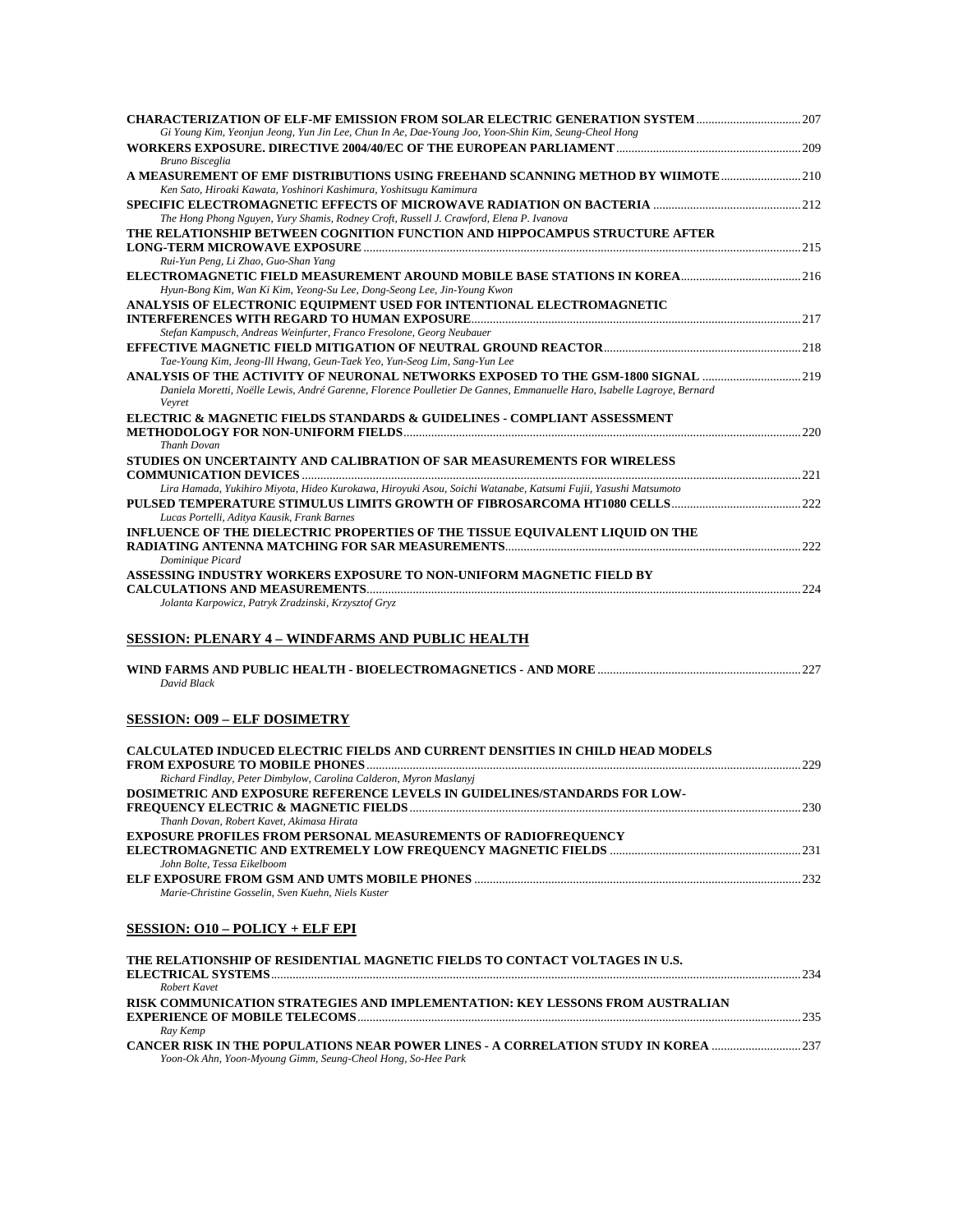**CHARACTERIZATION OF ELF-MF EMISSION FROM SOLAR ELECTRIC GENERATION SYSTEM** .......... 207
*Gi Young Kim, Yeonjun Jeong, Yun Jin Lee, Chun In Ae, Dae-Young Joo, Yoon-Shin Kim, Seung-Cheol Hong*

**WORKERS EXPOSURE. DIRECTIVE 2004/40/EC OF THE EUROPEAN PARLIAMENT** .......... 209
*Bruno Bisceglia*

**A MEASUREMENT OF EMF DISTRIBUTIONS USING FREEHAND SCANNING METHOD BY WIIMOTE** .......... 210
*Ken Sato, Hiroaki Kawata, Yoshinori Kashimura, Yoshitsugu Kamimura*

**SPECIFIC ELECTROMAGNETIC EFFECTS OF MICROWAVE RADIATION ON BACTERIA** .......... 212
*The Hong Phong Nguyen, Yury Shamis, Rodney Croft, Russell J. Crawford, Elena P. Ivanova*

**THE RELATIONSHIP BETWEEN COGNITION FUNCTION AND HIPPOCAMPUS STRUCTURE AFTER LONG-TERM MICROWAVE EXPOSURE** .......... 215
*Rui-Yun Peng, Li Zhao, Guo-Shan Yang*

**ELECTROMAGNETIC FIELD MEASUREMENT AROUND MOBILE BASE STATIONS IN KOREA** .......... 216
*Hyun-Bong Kim, Wan Ki Kim, Yeong-Su Lee, Dong-Seong Lee, Jin-Young Kwon*

**ANALYSIS OF ELECTRONIC EQUIPMENT USED FOR INTENTIONAL ELECTROMAGNETIC INTERFERENCES WITH REGARD TO HUMAN EXPOSURE** .......... 217
*Stefan Kampusch, Andreas Weinfurter, Franco Fresolone, Georg Neubauer*

**EFFECTIVE MAGNETIC FIELD MITIGATION OF NEUTRAL GROUND REACTOR** .......... 218
*Tae-Young Kim, Jeong-Ill Hwang, Geun-Taek Yeo, Yun-Seog Lim, Sang-Yun Lee*

**ANALYSIS OF THE ACTIVITY OF NEURONAL NETWORKS EXPOSED TO THE GSM-1800 SIGNAL** .......... 219
*Daniela Moretti, Noëlle Lewis, André Garenne, Florence Poulletier De Gannes, Emmanuelle Haro, Isabelle Lagroye, Bernard Veyret*

**ELECTRIC & MAGNETIC FIELDS STANDARDS & GUIDELINES - COMPLIANT ASSESSMENT METHODOLOGY FOR NON-UNIFORM FIELDS** .......... 220
*Thanh Dovan*

**STUDIES ON UNCERTAINTY AND CALIBRATION OF SAR MEASUREMENTS FOR WIRELESS COMMUNICATION DEVICES** .......... 221
*Lira Hamada, Yukihiro Miyota, Hideo Kurokawa, Hiroyuki Asou, Soichi Watanabe, Katsumi Fujii, Yasushi Matsumoto*

**PULSED TEMPERATURE STIMULUS LIMITS GROWTH OF FIBROSARCOMA HT1080 CELLS** .......... 222
*Lucas Portelli, Aditya Kausik, Frank Barnes*

**INFLUENCE OF THE DIELECTRIC PROPERTIES OF THE TISSUE EQUIVALENT LIQUID ON THE RADIATING ANTENNA MATCHING FOR SAR MEASUREMENTS** .......... 222
*Dominique Picard*

**ASSESSING INDUSTRY WORKERS EXPOSURE TO NON-UNIFORM MAGNETIC FIELD BY CALCULATIONS AND MEASUREMENTS** .......... 224
*Jolanta Karpowicz, Patryk Zradzinski, Krzysztof Gryz*

## SESSION: PLENARY 4 – WINDFARMS AND PUBLIC HEALTH

**WIND FARMS AND PUBLIC HEALTH - BIOELECTROMAGNETICS - AND MORE** .......... 227
*David Black*

## SESSION: O09 – ELF DOSIMETRY

**CALCULATED INDUCED ELECTRIC FIELDS AND CURRENT DENSITIES IN CHILD HEAD MODELS FROM EXPOSURE TO MOBILE PHONES** .......... 229
*Richard Findlay, Peter Dimbylow, Carolina Calderon, Myron Maslanyj*

**DOSIMETRIC AND EXPOSURE REFERENCE LEVELS IN GUIDELINES/STANDARDS FOR LOW-FREQUENCY ELECTRIC & MAGNETIC FIELDS** .......... 230
*Thanh Dovan, Robert Kavet, Akimasa Hirata*

**EXPOSURE PROFILES FROM PERSONAL MEASUREMENTS OF RADIOFREQUENCY ELECTROMAGNETIC AND EXTREMELY LOW FREQUENCY MAGNETIC FIELDS** .......... 231
*John Bolte, Tessa Eikelboom*

**ELF EXPOSURE FROM GSM AND UMTS MOBILE PHONES** .......... 232
*Marie-Christine Gosselin, Sven Kuehn, Niels Kuster*

## SESSION: O10 – POLICY + ELF EPI

**THE RELATIONSHIP OF RESIDENTIAL MAGNETIC FIELDS TO CONTACT VOLTAGES IN U.S. ELECTRICAL SYSTEMS** .......... 234
*Robert Kavet*

**RISK COMMUNICATION STRATEGIES AND IMPLEMENTATION: KEY LESSONS FROM AUSTRALIAN EXPERIENCE OF MOBILE TELECOMS** .......... 235
*Ray Kemp*

**CANCER RISK IN THE POPULATIONS NEAR POWER LINES - A CORRELATION STUDY IN KOREA** .......... 237
*Yoon-Ok Ahn, Yoon-Myoung Gimm, Seung-Cheol Hong, So-Hee Park*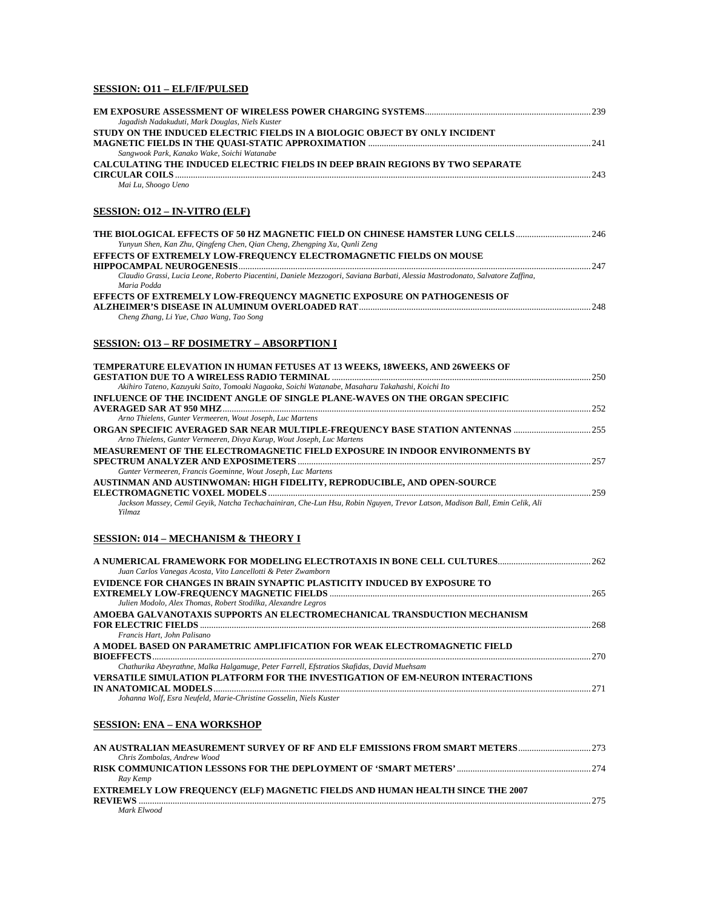**SESSION: O11 – ELF/IF/PULSED**

**EM EXPOSURE ASSESSMENT OF WIRELESS POWER CHARGING SYSTEMS** ........ 239
*Jagadish Nadakuduti, Mark Douglas, Niels Kuster*

**STUDY ON THE INDUCED ELECTRIC FIELDS IN A BIOLOGIC OBJECT BY ONLY INCIDENT MAGNETIC FIELDS IN THE QUASI-STATIC APPROXIMATION** ........ 241
*Sangwook Park, Kanako Wake, Soichi Watanabe*

**CALCULATING THE INDUCED ELECTRIC FIELDS IN DEEP BRAIN REGIONS BY TWO SEPARATE CIRCULAR COILS** ........ 243
*Mai Lu, Shoogo Ueno*

**SESSION: O12 – IN-VITRO (ELF)**

**THE BIOLOGICAL EFFECTS OF 50 HZ MAGNETIC FIELD ON CHINESE HAMSTER LUNG CELLS** ........ 246
*Yunyun Shen, Kan Zhu, Qingfeng Chen, Qian Cheng, Zhengping Xu, Qunli Zeng*

**EFFECTS OF EXTREMELY LOW-FREQUENCY ELECTROMAGNETIC FIELDS ON MOUSE HIPPOCAMPAL NEUROGENESIS** ........ 247
*Claudio Grassi, Lucia Leone, Roberto Piacentini, Daniele Mezzogori, Saviana Barbati, Alessia Mastrodonato, Salvatore Zaffina, Maria Podda*

**EFFECTS OF EXTREMELY LOW-FREQUENCY MAGNETIC EXPOSURE ON PATHOGENESIS OF ALZHEIMER'S DISEASE IN ALUMINUM OVERLOADED RAT** ........ 248
*Cheng Zhang, Li Yue, Chao Wang, Tao Song*

**SESSION: O13 – RF DOSIMETRY – ABSORPTION I**

**TEMPERATURE ELEVATION IN HUMAN FETUSES AT 13 WEEKS, 18WEEKS, AND 26WEEKS OF GESTATION DUE TO A WIRELESS RADIO TERMINAL** ........ 250
*Akihiro Tateno, Kazuyuki Saito, Tomoaki Nagaoka, Soichi Watanabe, Masaharu Takahashi, Koichi Ito*

**INFLUENCE OF THE INCIDENT ANGLE OF SINGLE PLANE-WAVES ON THE ORGAN SPECIFIC AVERAGED SAR AT 950 MHZ** ........ 252
*Arno Thielens, Gunter Vermeeren, Wout Joseph, Luc Martens*

**ORGAN SPECIFIC AVERAGED SAR NEAR MULTIPLE-FREQUENCY BASE STATION ANTENNAS** ........ 255
*Arno Thielens, Gunter Vermeeren, Divya Kurup, Wout Joseph, Luc Martens*

**MEASUREMENT OF THE ELECTROMAGNETIC FIELD EXPOSURE IN INDOOR ENVIRONMENTS BY SPECTRUM ANALYZER AND EXPOSIMETERS** ........ 257
*Gunter Vermeeren, Francis Goeminne, Wout Joseph, Luc Martens*

**AUSTINMAN AND AUSTINWOMAN: HIGH FIDELITY, REPRODUCIBLE, AND OPEN-SOURCE ELECTROMAGNETIC VOXEL MODELS** ........ 259
*Jackson Massey, Cemil Geyik, Natcha Techachainiran, Che-Lun Hsu, Robin Nguyen, Trevor Latson, Madison Ball, Emin Celik, Ali Yilmaz*

**SESSION: 014 – MECHANISM & THEORY I**

**A NUMERICAL FRAMEWORK FOR MODELING ELECTROTAXIS IN BONE CELL CULTURES** ........ 262
*Juan Carlos Vanegas Acosta, Vito Lancellotti & Peter Zwamborn*

**EVIDENCE FOR CHANGES IN BRAIN SYNAPTIC PLASTICITY INDUCED BY EXPOSURE TO EXTREMELY LOW-FREQUENCY MAGNETIC FIELDS** ........ 265
*Julien Modolo, Alex Thomas, Robert Stodilka, Alexandre Legros*

**AMOEBA GALVANOTAXIS SUPPORTS AN ELECTROMECHANICAL TRANSDUCTION MECHANISM FOR ELECTRIC FIELDS** ........ 268
*Francis Hart, John Palisano*

**A MODEL BASED ON PARAMETRIC AMPLIFICATION FOR WEAK ELECTROMAGNETIC FIELD BIOEFFECTS** ........ 270
*Chathurika Abeyrathne, Malka Halgamuge, Peter Farrell, Efstratios Skafidas, David Muehsam*

**VERSATILE SIMULATION PLATFORM FOR THE INVESTIGATION OF EM-NEURON INTERACTIONS IN ANATOMICAL MODELS** ........ 271
*Johanna Wolf, Esra Neufeld, Marie-Christine Gosselin, Niels Kuster*

**SESSION: ENA – ENA WORKSHOP**

**AN AUSTRALIAN MEASUREMENT SURVEY OF RF AND ELF EMISSIONS FROM SMART METERS** ........ 273
*Chris Zombolas, Andrew Wood*

**RISK COMMUNICATION LESSONS FOR THE DEPLOYMENT OF 'SMART METERS'** ........ 274
*Ray Kemp*

**EXTREMELY LOW FREQUENCY (ELF) MAGNETIC FIELDS AND HUMAN HEALTH SINCE THE 2007 REVIEWS** ........ 275
*Mark Elwood*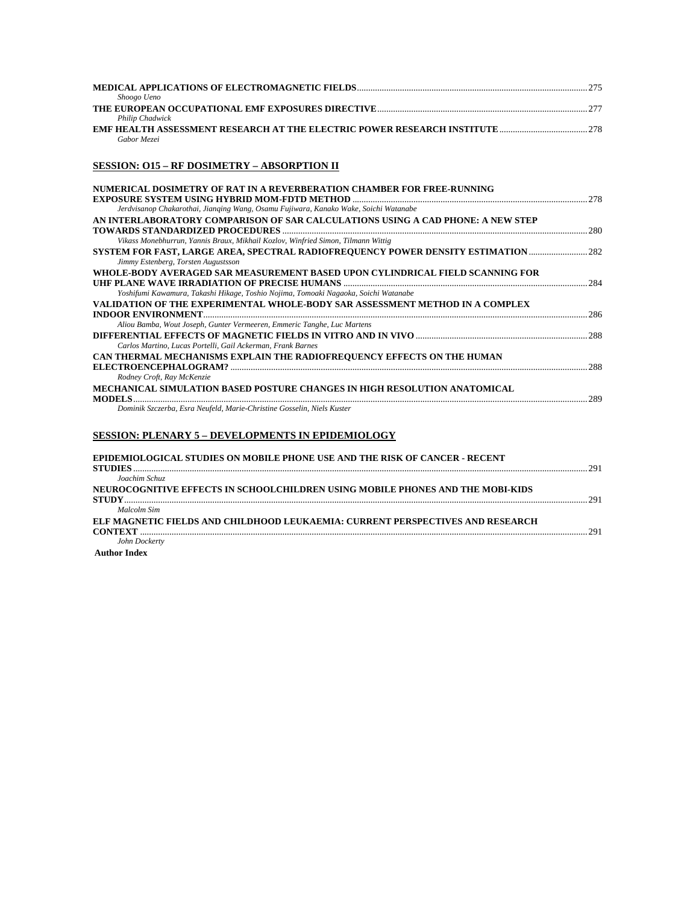**MEDICAL APPLICATIONS OF ELECTROMAGNETIC FIELDS** ..... 275
*Shoogo Ueno*

**THE EUROPEAN OCCUPATIONAL EMF EXPOSURES DIRECTIVE** ..... 277
*Philip Chadwick*

**EMF HEALTH ASSESSMENT RESEARCH AT THE ELECTRIC POWER RESEARCH INSTITUTE** ..... 278
*Gabor Mezei*

## SESSION: O15 – RF DOSIMETRY – ABSORPTION II

**NUMERICAL DOSIMETRY OF RAT IN A REVERBERATION CHAMBER FOR FREE-RUNNING EXPOSURE SYSTEM USING HYBRID MOM-FDTD METHOD** ..... 278
*Jerdvisanop Chakarothai, Jianqing Wang, Osamu Fujiwara, Kanako Wake, Soichi Watanabe*

**AN INTERLABORATORY COMPARISON OF SAR CALCULATIONS USING A CAD PHONE: A NEW STEP TOWARDS STANDARDIZED PROCEDURES** ..... 280
*Vikass Monebhurrun, Yannis Braux, Mikhail Kozlov, Winfried Simon, Tilmann Wittig*

**SYSTEM FOR FAST, LARGE AREA, SPECTRAL RADIOFREQUENCY POWER DENSITY ESTIMATION** ..... 282
*Jimmy Estenberg, Torsten Augustsson*

**WHOLE-BODY AVERAGED SAR MEASUREMENT BASED UPON CYLINDRICAL FIELD SCANNING FOR UHF PLANE WAVE IRRADIATION OF PRECISE HUMANS** ..... 284
*Yoshifumi Kawamura, Takashi Hikage, Toshio Nojima, Tomoaki Nagaoka, Soichi Watanabe*

**VALIDATION OF THE EXPERIMENTAL WHOLE-BODY SAR ASSESSMENT METHOD IN A COMPLEX INDOOR ENVIRONMENT** ..... 286
*Aliou Bamba, Wout Joseph, Gunter Vermeeren, Emmeric Tanghe, Luc Martens*

**DIFFERENTIAL EFFECTS OF MAGNETIC FIELDS IN VITRO AND IN VIVO** ..... 288
*Carlos Martino, Lucas Portelli, Gail Ackerman, Frank Barnes*

**CAN THERMAL MECHANISMS EXPLAIN THE RADIOFREQUENCY EFFECTS ON THE HUMAN ELECTROENCEPHALOGRAM?** ..... 288
*Rodney Croft, Ray McKenzie*

**MECHANICAL SIMULATION BASED POSTURE CHANGES IN HIGH RESOLUTION ANATOMICAL MODELS** ..... 289
*Dominik Szczerba, Esra Neufeld, Marie-Christine Gosselin, Niels Kuster*

## SESSION: PLENARY 5 – DEVELOPMENTS IN EPIDEMIOLOGY

**EPIDEMIOLOGICAL STUDIES ON MOBILE PHONE USE AND THE RISK OF CANCER - RECENT STUDIES** ..... 291
*Joachim Schuz*

**NEUROCOGNITIVE EFFECTS IN SCHOOLCHILDREN USING MOBILE PHONES AND THE MOBI-KIDS STUDY** ..... 291
*Malcolm Sim*

**ELF MAGNETIC FIELDS AND CHILDHOOD LEUKAEMIA: CURRENT PERSPECTIVES AND RESEARCH CONTEXT** ..... 291
*John Dockerty*

**Author Index**